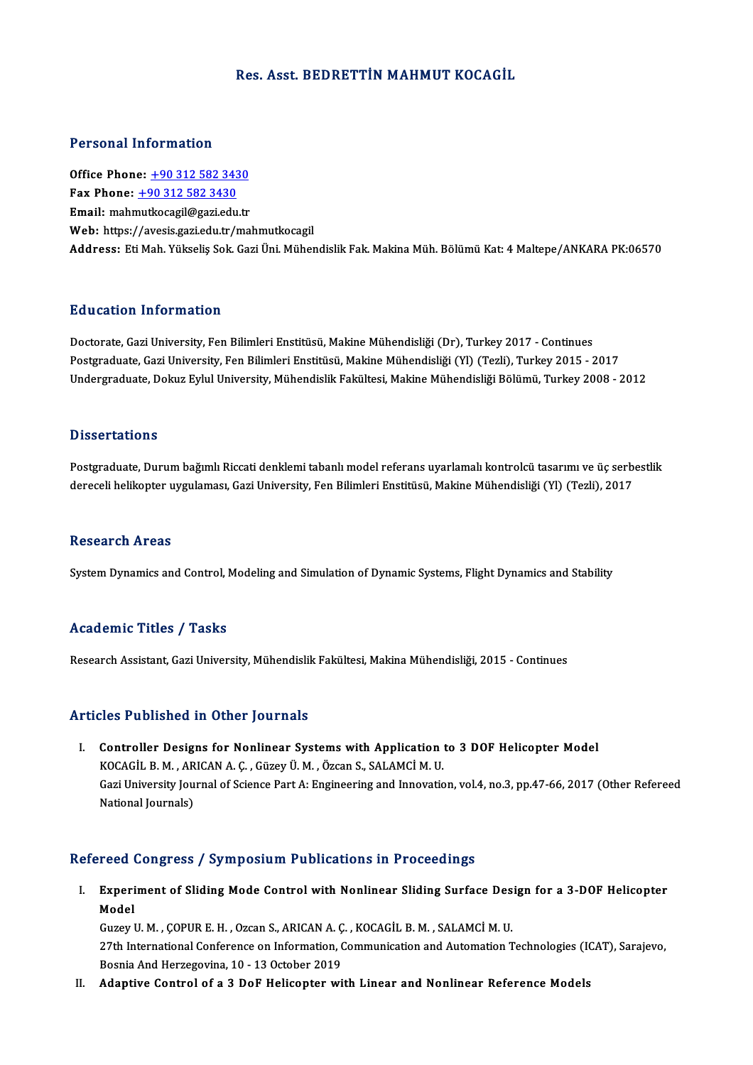# Res. Asst. BEDRETTİN MAHMUT KOCAGİL

## Personal Information

**Office Phone:** +90 312 582 3430
**Fax Phone:** +90 312 582 3430
**Email:** mahmutkocagil@gazi.edu.tr
**Web:** https://avesis.gazi.edu.tr/mahmutkocagil
**Address:** Eti Mah. Yükseliş Sok. Gazi Üni. Mühendislik Fak. Makina Müh. Bölümü Kat: 4 Maltepe/ANKARA PK:06570

## Education Information

Doctorate, Gazi University, Fen Bilimleri Enstitüsü, Makine Mühendisliği (Dr), Turkey 2017 - Continues
Postgraduate, Gazi University, Fen Bilimleri Enstitüsü, Makine Mühendisliği (Yl) (Tezli), Turkey 2015 - 2017
Undergraduate, Dokuz Eylul University, Mühendislik Fakültesi, Makine Mühendisliği Bölümü, Turkey 2008 - 2012

## Dissertations

Postgraduate, Durum bağımlı Riccati denklemi tabanlı model referans uyarlamalı kontrolcü tasarımı ve üç serbestlik dereceli helikopter uygulaması, Gazi University, Fen Bilimleri Enstitüsü, Makine Mühendisliği (Yl) (Tezli), 2017

## Research Areas

System Dynamics and Control, Modeling and Simulation of Dynamic Systems, Flight Dynamics and Stability

## Academic Titles / Tasks

Research Assistant, Gazi University, Mühendislik Fakültesi, Makina Mühendisliği, 2015 - Continues

## Articles Published in Other Journals

I. **Controller Designs for Nonlinear Systems with Application to 3 DOF Helicopter Model**
   KOCAGİL B. M. , ARICAN A. Ç. , Güzey Ü. M. , Özcan S., SALAMCİ M. U.
   Gazi University Journal of Science Part A: Engineering and Innovation, vol.4, no.3, pp.47-66, 2017 (Other Refereed National Journals)

## Refereed Congress / Symposium Publications in Proceedings

I. **Experiment of Sliding Mode Control with Nonlinear Sliding Surface Design for a 3-DOF Helicopter Model**
   Guzey U. M. , ÇOPUR E. H. , Ozcan S., ARICAN A. Ç. , KOCAGİL B. M. , SALAMCİ M. U.
   27th International Conference on Information, Communication and Automation Technologies (ICAT), Sarajevo, Bosnia And Herzegovina, 10 - 13 October 2019

II. **Adaptive Control of a 3 DoF Helicopter with Linear and Nonlinear Reference Models**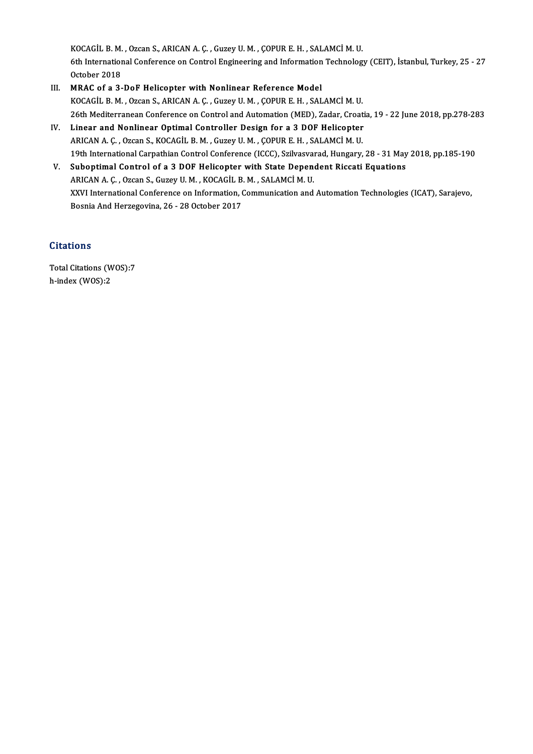KOCAGİL B. M. , Ozcan S., ARICAN A. Ç. , Guzey U. M. , ÇOPUR E. H. , SALAMCİ M. U.
6th International Conference on Control Engineering and Information Technology (CEIT), İstanbul, Turkey, 25 - 27 October 2018

III. **MRAC of a 3-DoF Helicopter with Nonlinear Reference Model**
KOCAGİL B. M. , Ozcan S., ARICAN A. Ç. , Guzey U. M. , ÇOPUR E. H. , SALAMCİ M. U.
26th Mediterranean Conference on Control and Automation (MED), Zadar, Croatia, 19 - 22 June 2018, pp.278-283

IV. **Linear and Nonlinear Optimal Controller Design for a 3 DOF Helicopter**
ARICAN A. Ç. , Ozcan S., KOCAGİL B. M. , Guzey U. M. , ÇOPUR E. H. , SALAMCİ M. U.
19th International Carpathian Control Conference (ICCC), Szilvasvarad, Hungary, 28 - 31 May 2018, pp.185-190

V. **Suboptimal Control of a 3 DOF Helicopter with State Dependent Riccati Equations**
ARICAN A. Ç. , Ozcan S., Guzey U. M. , KOCAGİL B. M. , SALAMCİ M. U.
XXVI International Conference on Information, Communication and Automation Technologies (ICAT), Sarajevo, Bosnia And Herzegovina, 26 - 28 October 2017

## Citations

Total Citations (WOS):7
h-index (WOS):2